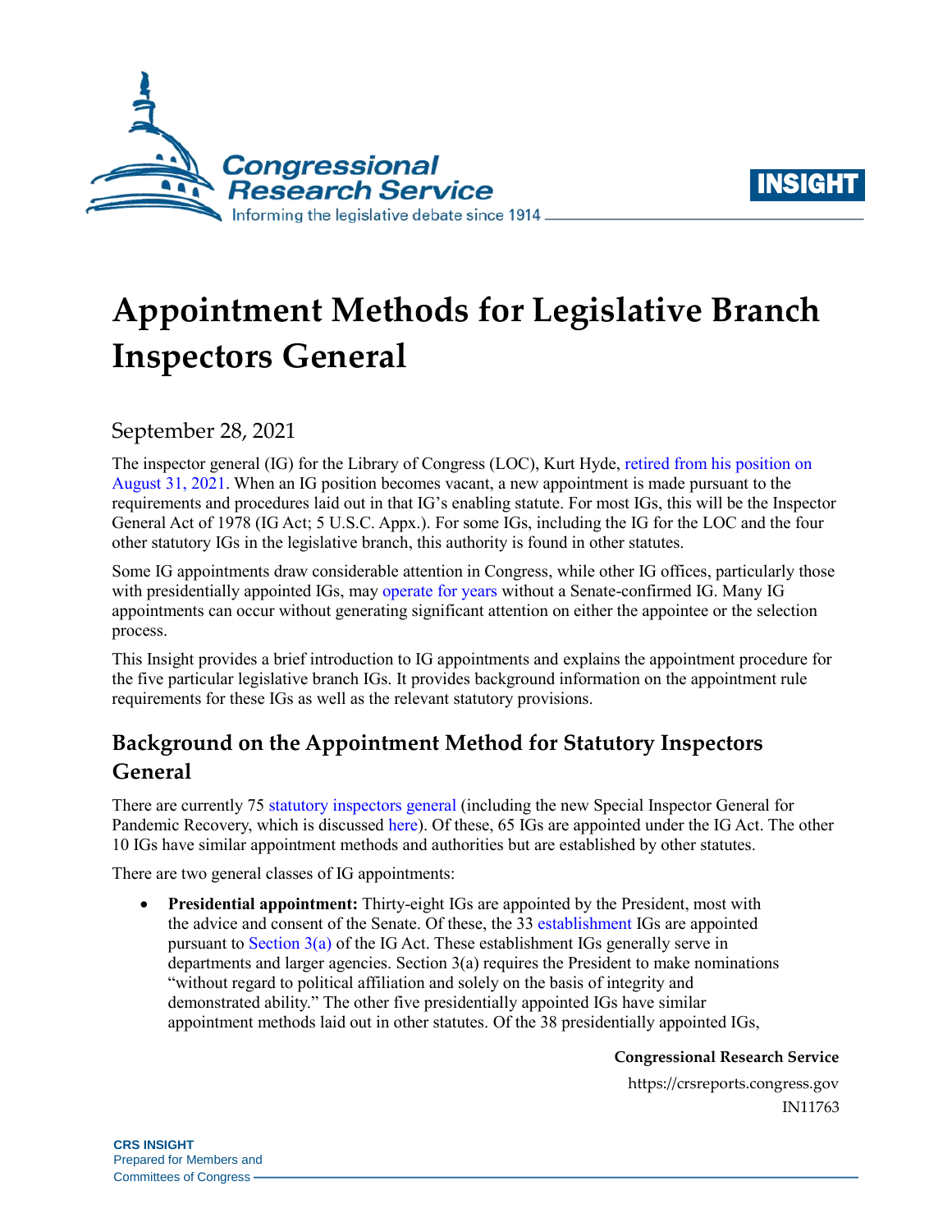# Appointment Methods for Legislative Branch Inspectors General

September 28, 2021

The inspector general (IG) for the Library of Congress (LOC), Kurt Hyde, retired from his position on August 31, 2021. When an IG position becomes vacant, a new appointment is made pursuant to the requirements and procedures laid out in that IG's enabling statute. For most IGs, this will be the Inspector General Act of 1978 (IG Act; 5 U.S.C. Appx.). For some IGs, including the IG for the LOC and the four other statutory IGs in the legislative branch, this authority is found in other statutes.

Some IG appointments draw considerable attention in Congress, while other IG offices, particularly those with presidentially appointed IGs, may operate for years without a Senate-confirmed IG. Many IG appointments can occur without generating significant attention on either the appointee or the selection process.

This Insight provides a brief introduction to IG appointments and explains the appointment procedure for the five particular legislative branch IGs. It provides background information on the appointment rule requirements for these IGs as well as the relevant statutory provisions.

## Background on the Appointment Method for Statutory Inspectors General

There are currently 75 statutory inspectors general (including the new Special Inspector General for Pandemic Recovery, which is discussed here). Of these, 65 IGs are appointed under the IG Act. The other 10 IGs have similar appointment methods and authorities but are established by other statutes.

There are two general classes of IG appointments:

- **Presidential appointment:** Thirty-eight IGs are appointed by the President, most with the advice and consent of the Senate. Of these, the 33 establishment IGs are appointed pursuant to Section 3(a) of the IG Act. These establishment IGs generally serve in departments and larger agencies. Section 3(a) requires the President to make nominations "without regard to political affiliation and solely on the basis of integrity and demonstrated ability." The other five presidentially appointed IGs have similar appointment methods laid out in other statutes. Of the 38 presidentially appointed IGs,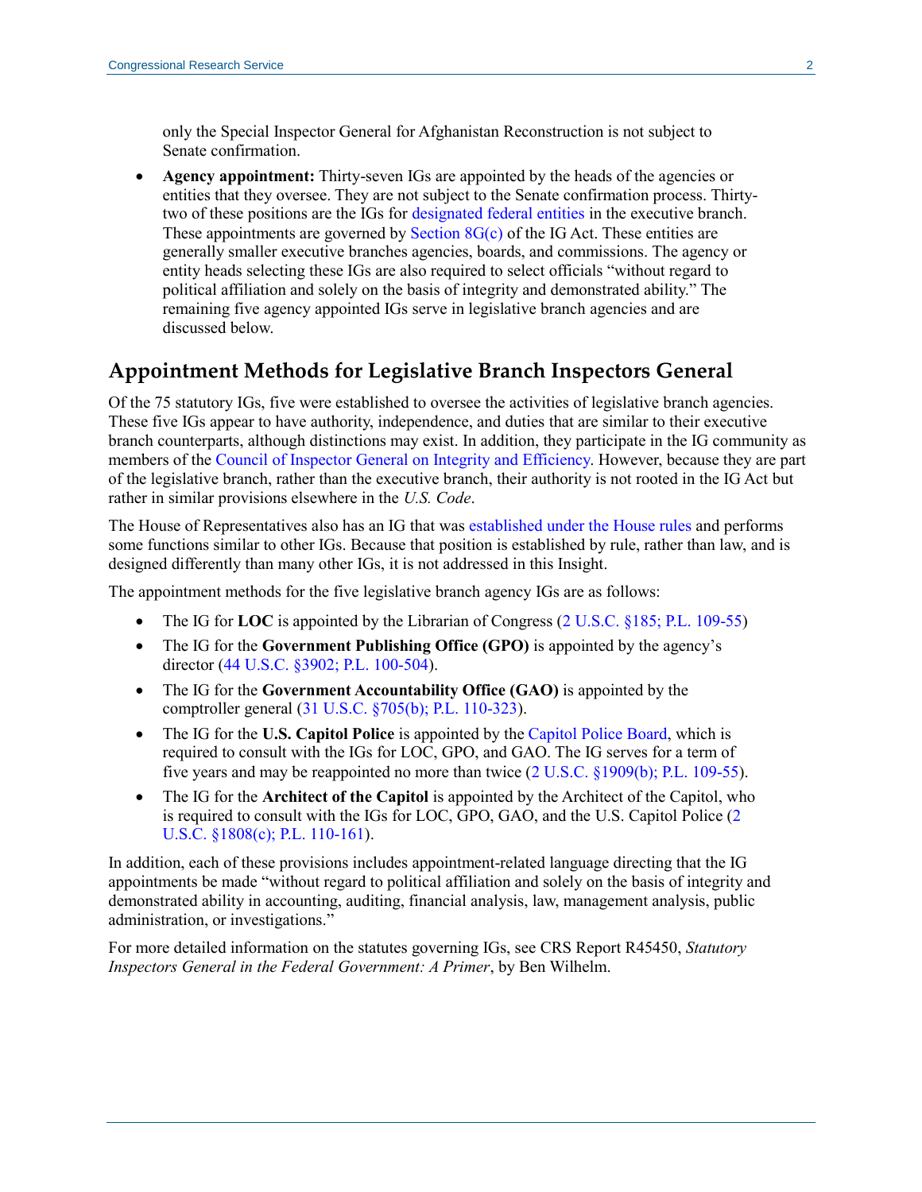only the Special Inspector General for Afghanistan Reconstruction is not subject to Senate confirmation.

- **Agency appointment:** Thirty-seven IGs are appointed by the heads of the agencies or entities that they oversee. They are not subject to the Senate confirmation process. Thirty-two of these positions are the IGs for designated federal entities in the executive branch. These appointments are governed by Section 8G(c) of the IG Act. These entities are generally smaller executive branches agencies, boards, and commissions. The agency or entity heads selecting these IGs are also required to select officials "without regard to political affiliation and solely on the basis of integrity and demonstrated ability." The remaining five agency appointed IGs serve in legislative branch agencies and are discussed below.

## Appointment Methods for Legislative Branch Inspectors General

Of the 75 statutory IGs, five were established to oversee the activities of legislative branch agencies. These five IGs appear to have authority, independence, and duties that are similar to their executive branch counterparts, although distinctions may exist. In addition, they participate in the IG community as members of the Council of Inspector General on Integrity and Efficiency. However, because they are part of the legislative branch, rather than the executive branch, their authority is not rooted in the IG Act but rather in similar provisions elsewhere in the *U.S. Code*.

The House of Representatives also has an IG that was established under the House rules and performs some functions similar to other IGs. Because that position is established by rule, rather than law, and is designed differently than many other IGs, it is not addressed in this Insight.

The appointment methods for the five legislative branch agency IGs are as follows:

- The IG for **LOC** is appointed by the Librarian of Congress (2 U.S.C. §185; P.L. 109-55)
- The IG for the **Government Publishing Office (GPO)** is appointed by the agency's director (44 U.S.C. §3902; P.L. 100-504).
- The IG for the **Government Accountability Office (GAO)** is appointed by the comptroller general (31 U.S.C. §705(b); P.L. 110-323).
- The IG for the **U.S. Capitol Police** is appointed by the Capitol Police Board, which is required to consult with the IGs for LOC, GPO, and GAO. The IG serves for a term of five years and may be reappointed no more than twice (2 U.S.C. §1909(b); P.L. 109-55).
- The IG for the **Architect of the Capitol** is appointed by the Architect of the Capitol, who is required to consult with the IGs for LOC, GPO, GAO, and the U.S. Capitol Police (2 U.S.C. §1808(c); P.L. 110-161).

In addition, each of these provisions includes appointment-related language directing that the IG appointments be made "without regard to political affiliation and solely on the basis of integrity and demonstrated ability in accounting, auditing, financial analysis, law, management analysis, public administration, or investigations."

For more detailed information on the statutes governing IGs, see CRS Report R45450, *Statutory Inspectors General in the Federal Government: A Primer*, by Ben Wilhelm.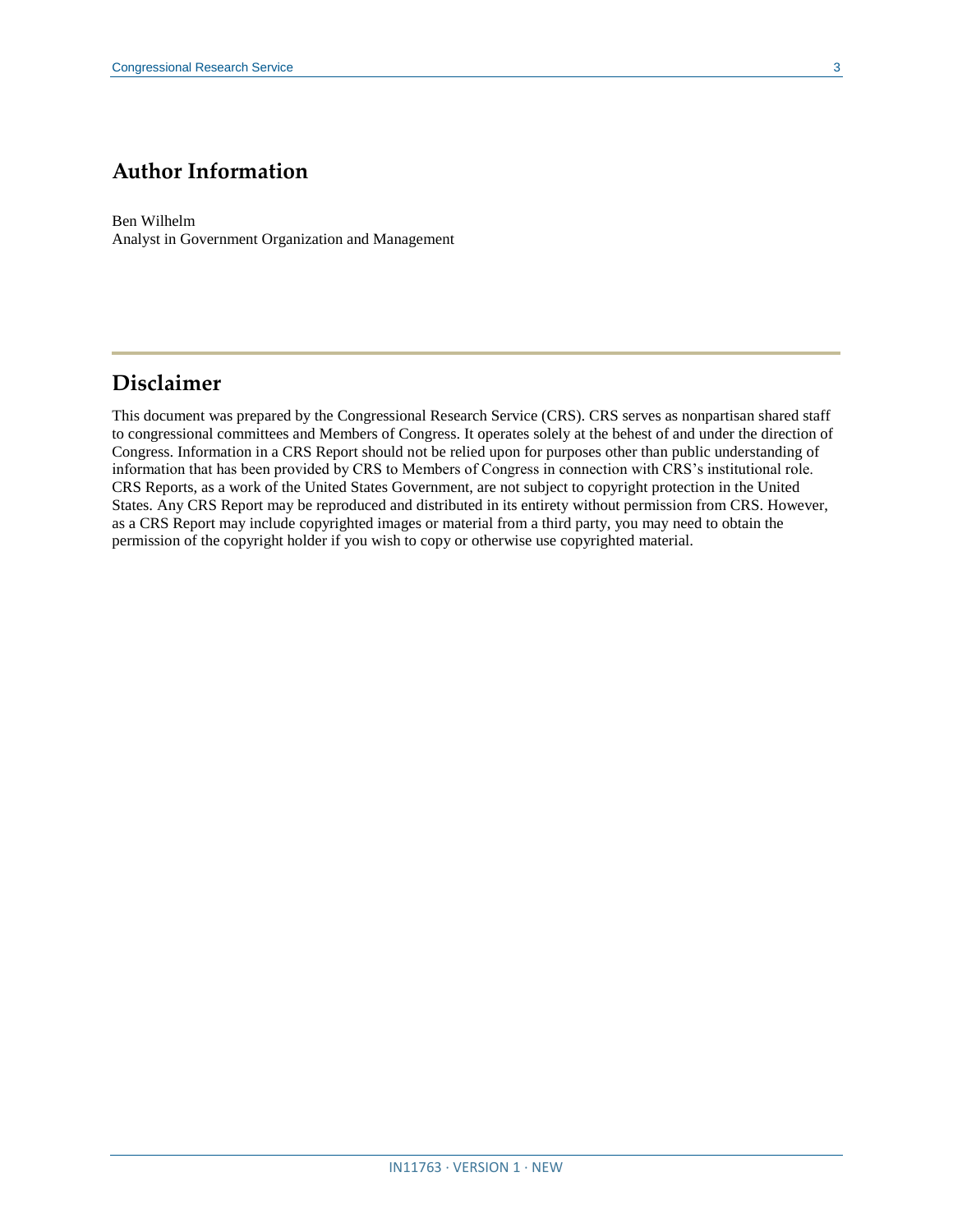## Author Information

Ben Wilhelm
Analyst in Government Organization and Management

## Disclaimer

This document was prepared by the Congressional Research Service (CRS). CRS serves as nonpartisan shared staff to congressional committees and Members of Congress. It operates solely at the behest of and under the direction of Congress. Information in a CRS Report should not be relied upon for purposes other than public understanding of information that has been provided by CRS to Members of Congress in connection with CRS's institutional role. CRS Reports, as a work of the United States Government, are not subject to copyright protection in the United States. Any CRS Report may be reproduced and distributed in its entirety without permission from CRS. However, as a CRS Report may include copyrighted images or material from a third party, you may need to obtain the permission of the copyright holder if you wish to copy or otherwise use copyrighted material.